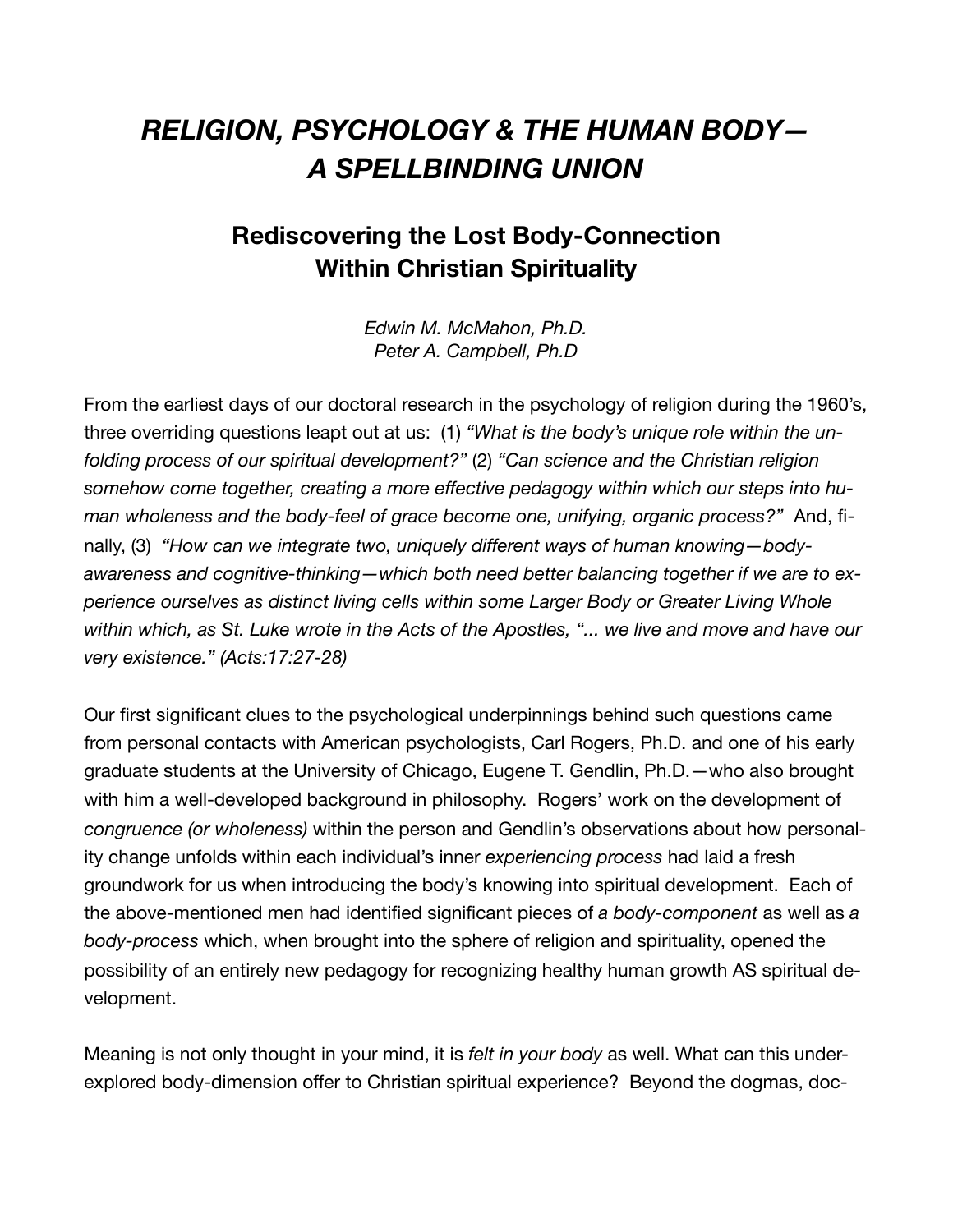# *RELIGION, PSYCHOLOGY & THE HUMAN BODY— A SPELLBINDING UNION*

## Rediscovering the Lost Body-Connection Within Christian Spirituality

*Edwin M. McMahon, Ph.D.*
*Peter A. Campbell, Ph.D*

From the earliest days of our doctoral research in the psychology of religion during the 1960's, three overriding questions leapt out at us: (1) *"What is the body's unique role within the unfolding process of our spiritual development?"* (2) *"Can science and the Christian religion somehow come together, creating a more effective pedagogy within which our steps into human wholeness and the body-feel of grace become one, unifying, organic process?"* And, finally, (3) *"How can we integrate two, uniquely different ways of human knowing—body-awareness and cognitive-thinking—which both need better balancing together if we are to experience ourselves as distinct living cells within some Larger Body or Greater Living Whole within which, as St. Luke wrote in the Acts of the Apostles, "... we live and move and have our very existence." (Acts:17:27-28)*

Our first significant clues to the psychological underpinnings behind such questions came from personal contacts with American psychologists, Carl Rogers, Ph.D. and one of his early graduate students at the University of Chicago, Eugene T. Gendlin, Ph.D.—who also brought with him a well-developed background in philosophy. Rogers' work on the development of *congruence (or wholeness)* within the person and Gendlin's observations about how personality change unfolds within each individual's inner *experiencing process* had laid a fresh groundwork for us when introducing the body's knowing into spiritual development. Each of the above-mentioned men had identified significant pieces of *a body-component* as well as *a body-process* which, when brought into the sphere of religion and spirituality, opened the possibility of an entirely new pedagogy for recognizing healthy human growth AS spiritual development.

Meaning is not only thought in your mind, it is *felt in your body* as well. What can this under-explored body-dimension offer to Christian spiritual experience? Beyond the dogmas, doc-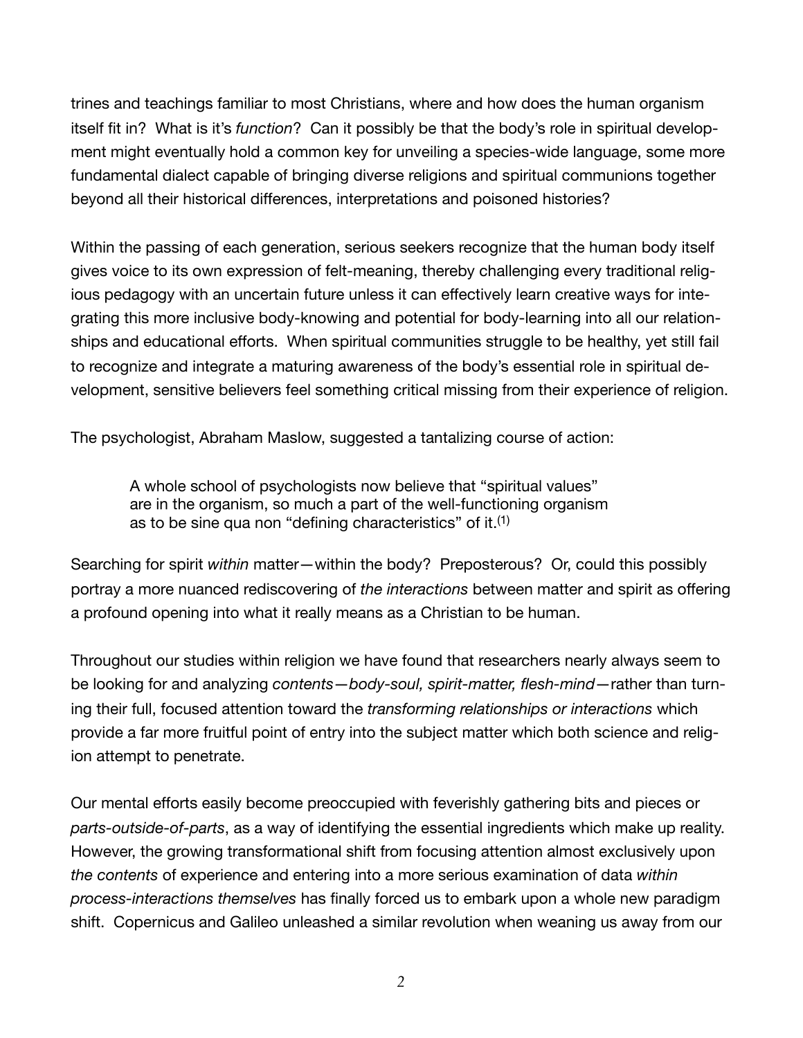trines and teachings familiar to most Christians, where and how does the human organism itself fit in? What is it's *function*? Can it possibly be that the body's role in spiritual development might eventually hold a common key for unveiling a species-wide language, some more fundamental dialect capable of bringing diverse religions and spiritual communions together beyond all their historical differences, interpretations and poisoned histories?

Within the passing of each generation, serious seekers recognize that the human body itself gives voice to its own expression of felt-meaning, thereby challenging every traditional religious pedagogy with an uncertain future unless it can effectively learn creative ways for integrating this more inclusive body-knowing and potential for body-learning into all our relationships and educational efforts. When spiritual communities struggle to be healthy, yet still fail to recognize and integrate a maturing awareness of the body's essential role in spiritual development, sensitive believers feel something critical missing from their experience of religion.

The psychologist, Abraham Maslow, suggested a tantalizing course of action:

> A whole school of psychologists now believe that "spiritual values" are in the organism, so much a part of the well-functioning organism as to be sine qua non "defining characteristics" of it.(1)

Searching for spirit *within* matter—within the body? Preposterous? Or, could this possibly portray a more nuanced rediscovering of *the interactions* between matter and spirit as offering a profound opening into what it really means as a Christian to be human.

Throughout our studies within religion we have found that researchers nearly always seem to be looking for and analyzing *contents—body-soul, spirit-matter, flesh-mind*—rather than turning their full, focused attention toward the *transforming relationships or interactions* which provide a far more fruitful point of entry into the subject matter which both science and religion attempt to penetrate.

Our mental efforts easily become preoccupied with feverishly gathering bits and pieces or *parts-outside-of-parts*, as a way of identifying the essential ingredients which make up reality. However, the growing transformational shift from focusing attention almost exclusively upon *the contents* of experience and entering into a more serious examination of data *within process-interactions themselves* has finally forced us to embark upon a whole new paradigm shift. Copernicus and Galileo unleashed a similar revolution when weaning us away from our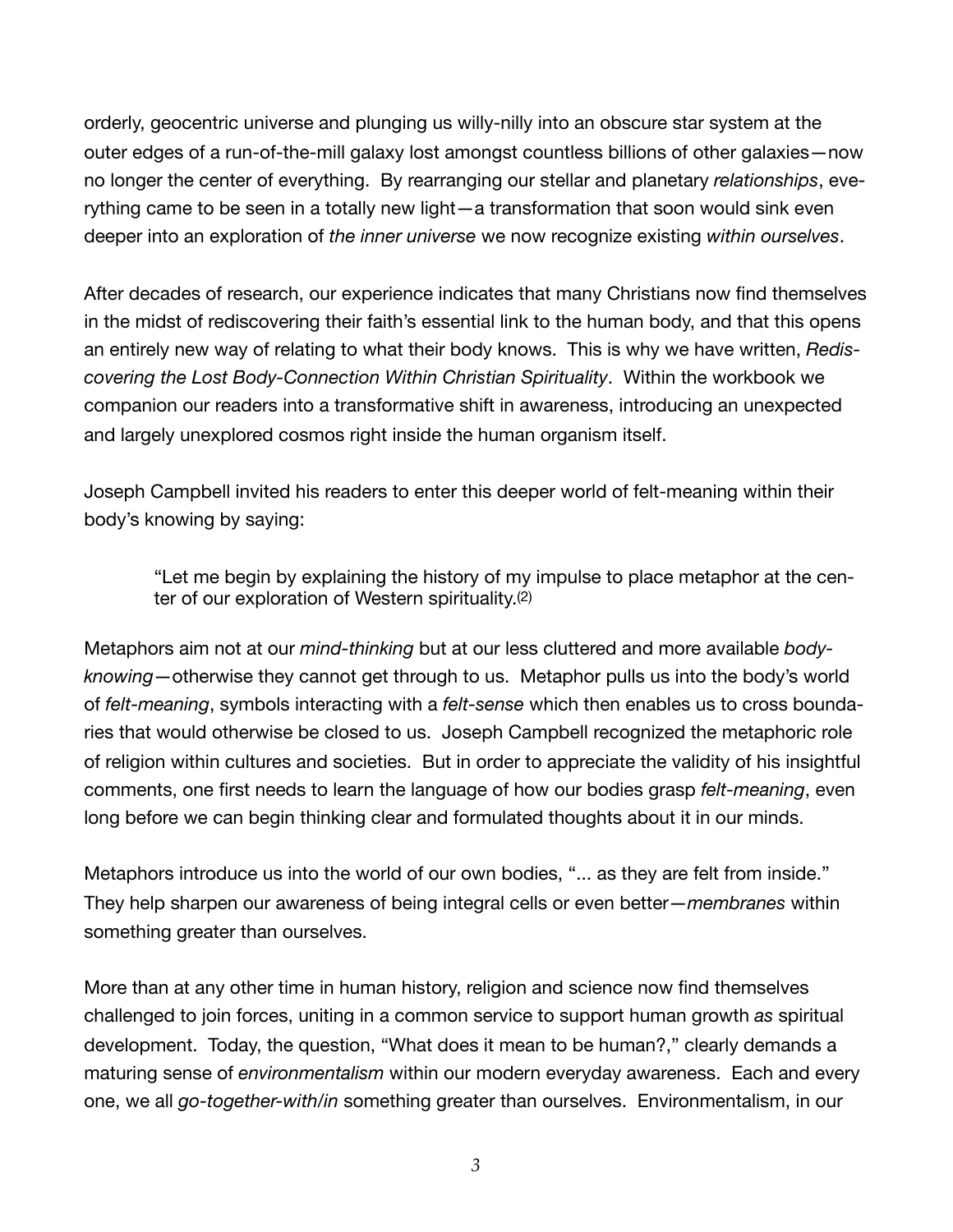orderly, geocentric universe and plunging us willy-nilly into an obscure star system at the outer edges of a run-of-the-mill galaxy lost amongst countless billions of other galaxies—now no longer the center of everything. By rearranging our stellar and planetary *relationships*, everything came to be seen in a totally new light—a transformation that soon would sink even deeper into an exploration of *the inner universe* we now recognize existing *within ourselves*.

After decades of research, our experience indicates that many Christians now find themselves in the midst of rediscovering their faith's essential link to the human body, and that this opens an entirely new way of relating to what their body knows. This is why we have written, *Rediscovering the Lost Body-Connection Within Christian Spirituality*. Within the workbook we companion our readers into a transformative shift in awareness, introducing an unexpected and largely unexplored cosmos right inside the human organism itself.

Joseph Campbell invited his readers to enter this deeper world of felt-meaning within their body's knowing by saying:

> "Let me begin by explaining the history of my impulse to place metaphor at the center of our exploration of Western spirituality.(2)

Metaphors aim not at our *mind-thinking* but at our less cluttered and more available *body-knowing*—otherwise they cannot get through to us. Metaphor pulls us into the body's world of *felt-meaning*, symbols interacting with a *felt-sense* which then enables us to cross boundaries that would otherwise be closed to us. Joseph Campbell recognized the metaphoric role of religion within cultures and societies. But in order to appreciate the validity of his insightful comments, one first needs to learn the language of how our bodies grasp *felt-meaning*, even long before we can begin thinking clear and formulated thoughts about it in our minds.

Metaphors introduce us into the world of our own bodies, "... as they are felt from inside." They help sharpen our awareness of being integral cells or even better—*membranes* within something greater than ourselves.

More than at any other time in human history, religion and science now find themselves challenged to join forces, uniting in a common service to support human growth *as* spiritual development. Today, the question, "What does it mean to be human?," clearly demands a maturing sense of *environmentalism* within our modern everyday awareness. Each and every one, we all *go-together-with/in* something greater than ourselves. Environmentalism, in our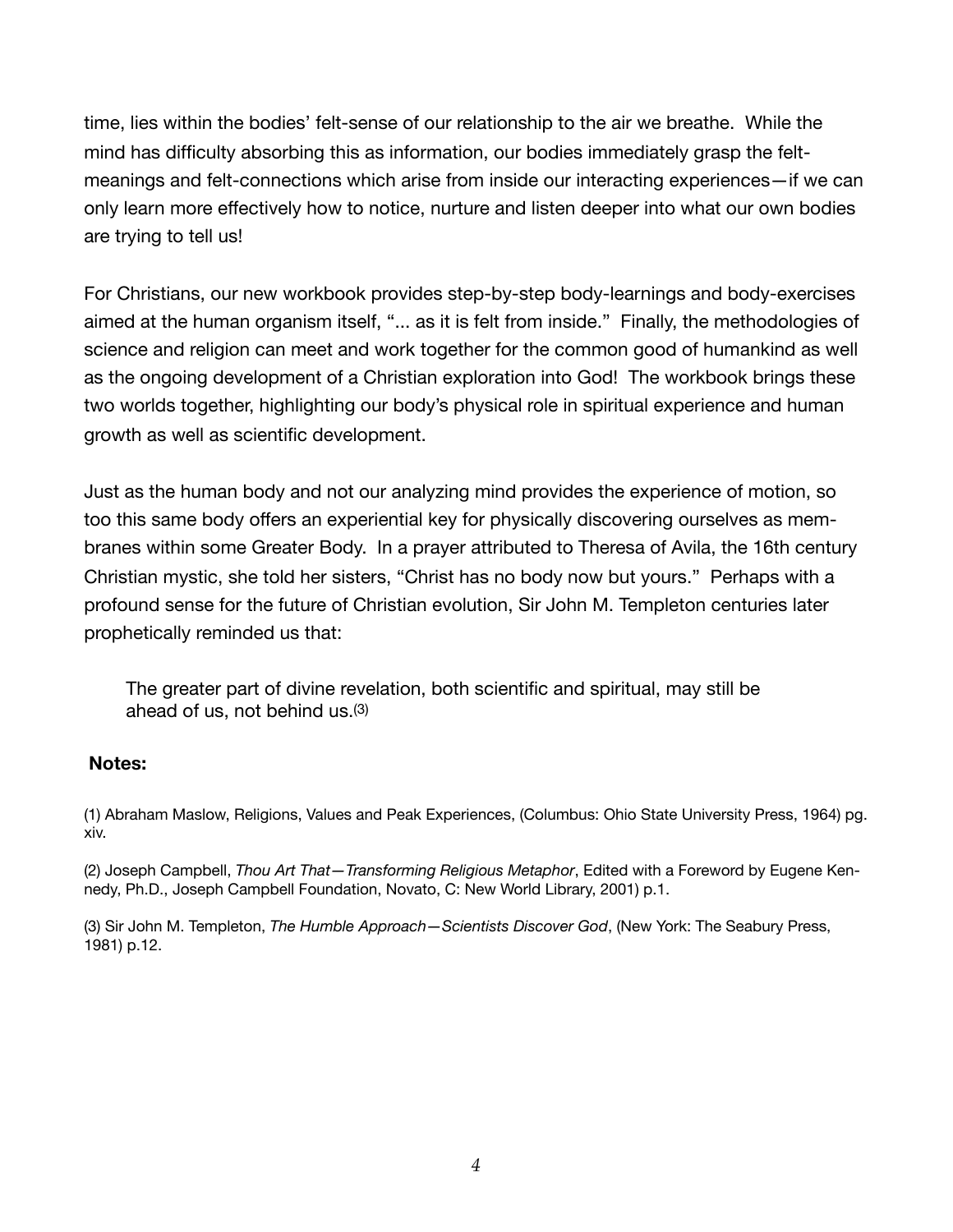time, lies within the bodies' felt-sense of our relationship to the air we breathe. While the mind has difficulty absorbing this as information, our bodies immediately grasp the felt-meanings and felt-connections which arise from inside our interacting experiences—if we can only learn more effectively how to notice, nurture and listen deeper into what our own bodies are trying to tell us!

For Christians, our new workbook provides step-by-step body-learnings and body-exercises aimed at the human organism itself, "... as it is felt from inside." Finally, the methodologies of science and religion can meet and work together for the common good of humankind as well as the ongoing development of a Christian exploration into God! The workbook brings these two worlds together, highlighting our body's physical role in spiritual experience and human growth as well as scientific development.

Just as the human body and not our analyzing mind provides the experience of motion, so too this same body offers an experiential key for physically discovering ourselves as membranes within some Greater Body. In a prayer attributed to Theresa of Avila, the 16th century Christian mystic, she told her sisters, "Christ has no body now but yours." Perhaps with a profound sense for the future of Christian evolution, Sir John M. Templeton centuries later prophetically reminded us that:

> The greater part of divine revelation, both scientific and spiritual, may still be ahead of us, not behind us.(3)

**Notes:**

(1) Abraham Maslow, Religions, Values and Peak Experiences, (Columbus: Ohio State University Press, 1964) pg. xiv.

(2) Joseph Campbell, *Thou Art That—Transforming Religious Metaphor*, Edited with a Foreword by Eugene Kennedy, Ph.D., Joseph Campbell Foundation, Novato, C: New World Library, 2001) p.1.

(3) Sir John M. Templeton, *The Humble Approach—Scientists Discover God*, (New York: The Seabury Press, 1981) p.12.